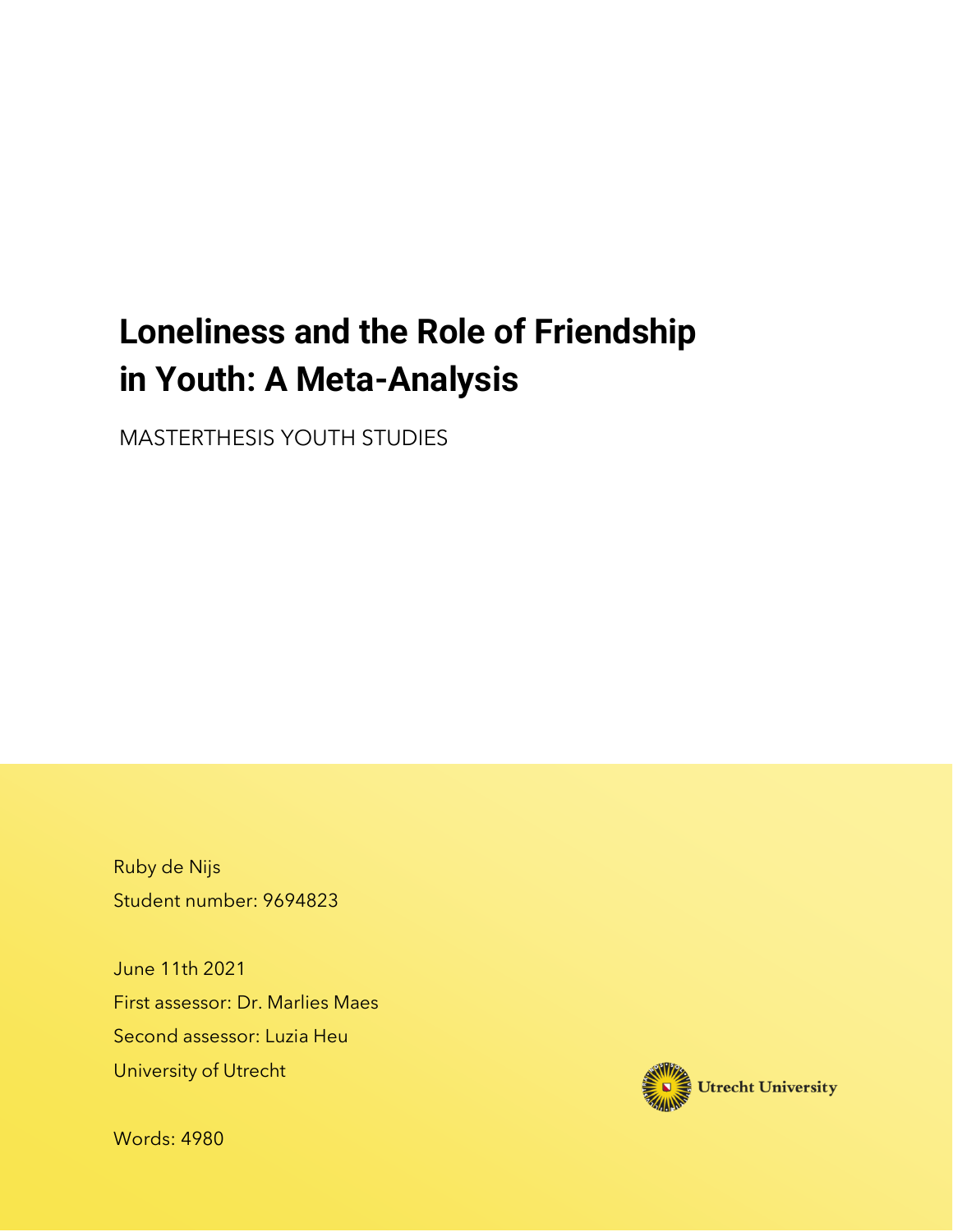# Loneliness and the Role of Friendship in Youth: A Meta-Analysis

MASTERTHESIS YOUTH STUDIES

Ruby de Nijs
Student number: 9694823

June 11th 2021
First assessor: Dr. Marlies Maes
Second assessor: Luzia Heu
University of Utrecht

Utrecht University

Words: 4980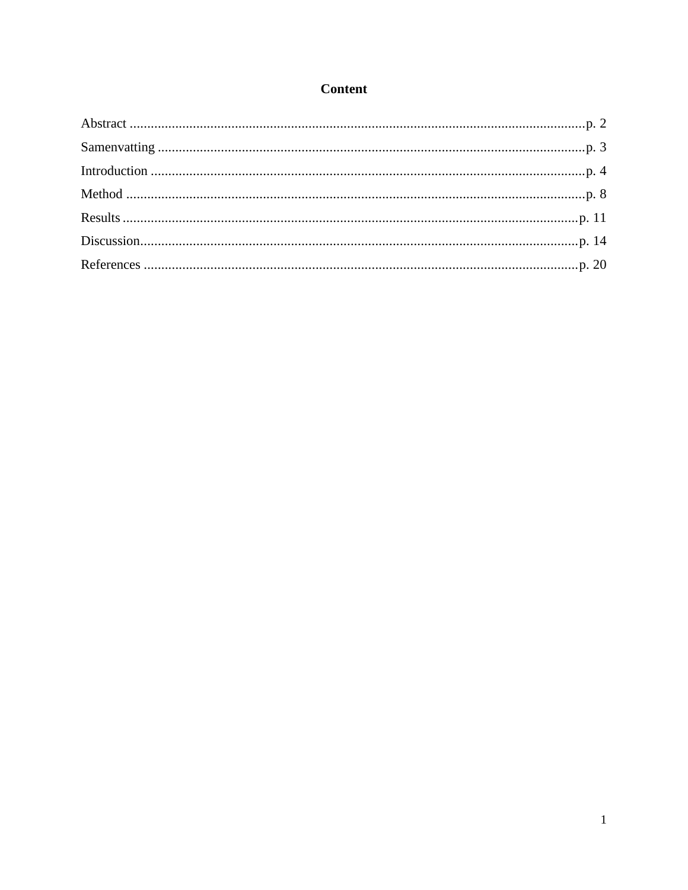# Content

Abstract ........................................................................................................................p. 2

Samenvatting .................................................................................................................p. 3

Introduction ...................................................................................................................p. 4

Method ..........................................................................................................................p. 8

Results ..........................................................................................................................p. 11

Discussion.....................................................................................................................p. 14

References ....................................................................................................................p. 20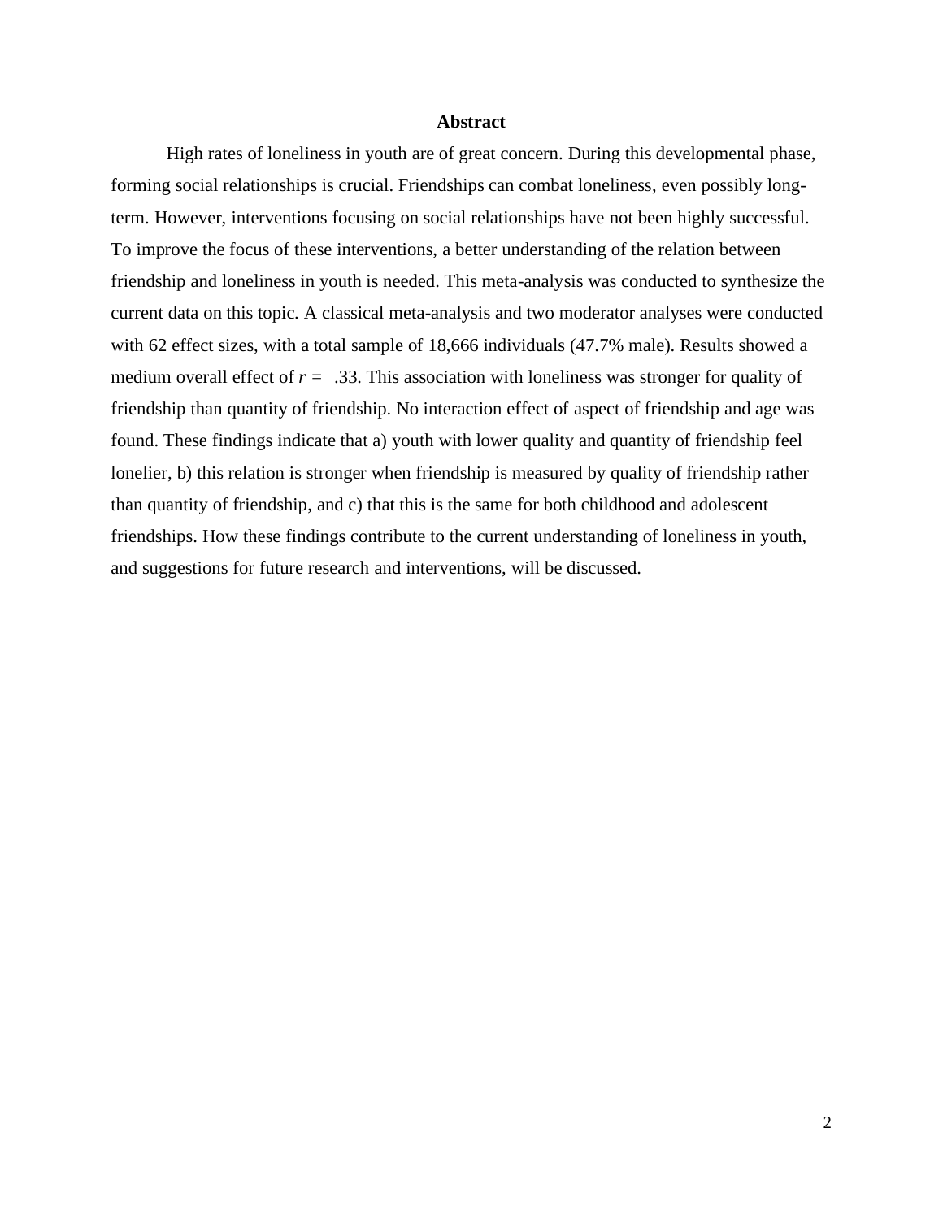# Abstract

High rates of loneliness in youth are of great concern. During this developmental phase, forming social relationships is crucial. Friendships can combat loneliness, even possibly long-term. However, interventions focusing on social relationships have not been highly successful. To improve the focus of these interventions, a better understanding of the relation between friendship and loneliness in youth is needed. This meta-analysis was conducted to synthesize the current data on this topic. A classical meta-analysis and two moderator analyses were conducted with 62 effect sizes, with a total sample of 18,666 individuals (47.7% male). Results showed a medium overall effect of $r = -.33$. This association with loneliness was stronger for quality of friendship than quantity of friendship. No interaction effect of aspect of friendship and age was found. These findings indicate that a) youth with lower quality and quantity of friendship feel lonelier, b) this relation is stronger when friendship is measured by quality of friendship rather than quantity of friendship, and c) that this is the same for both childhood and adolescent friendships. How these findings contribute to the current understanding of loneliness in youth, and suggestions for future research and interventions, will be discussed.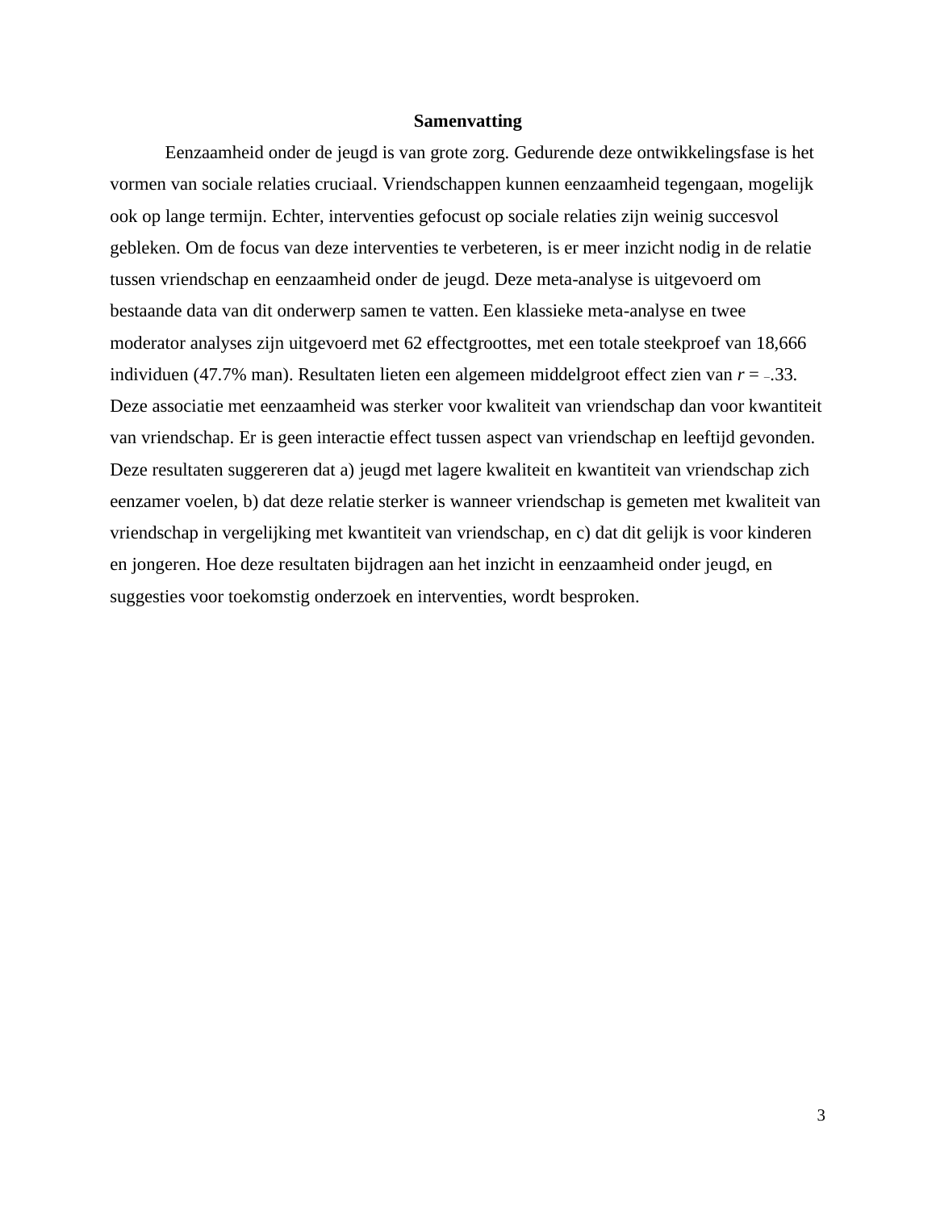## Samenvatting

Eenzaamheid onder de jeugd is van grote zorg. Gedurende deze ontwikkelingsfase is het vormen van sociale relaties cruciaal. Vriendschappen kunnen eenzaamheid tegengaan, mogelijk ook op lange termijn. Echter, interventies gefocust op sociale relaties zijn weinig succesvol gebleken. Om de focus van deze interventies te verbeteren, is er meer inzicht nodig in de relatie tussen vriendschap en eenzaamheid onder de jeugd. Deze meta-analyse is uitgevoerd om bestaande data van dit onderwerp samen te vatten. Een klassieke meta-analyse en twee moderator analyses zijn uitgevoerd met 62 effectgroottes, met een totale steekproef van 18,666 individuen (47.7% man). Resultaten lieten een algemeen middelgroot effect zien van $r = -.33$. Deze associatie met eenzaamheid was sterker voor kwaliteit van vriendschap dan voor kwantiteit van vriendschap. Er is geen interactie effect tussen aspect van vriendschap en leeftijd gevonden. Deze resultaten suggereren dat a) jeugd met lagere kwaliteit en kwantiteit van vriendschap zich eenzamer voelen, b) dat deze relatie sterker is wanneer vriendschap is gemeten met kwaliteit van vriendschap in vergelijking met kwantiteit van vriendschap, en c) dat dit gelijk is voor kinderen en jongeren. Hoe deze resultaten bijdragen aan het inzicht in eenzaamheid onder jeugd, en suggesties voor toekomstig onderzoek en interventies, wordt besproken.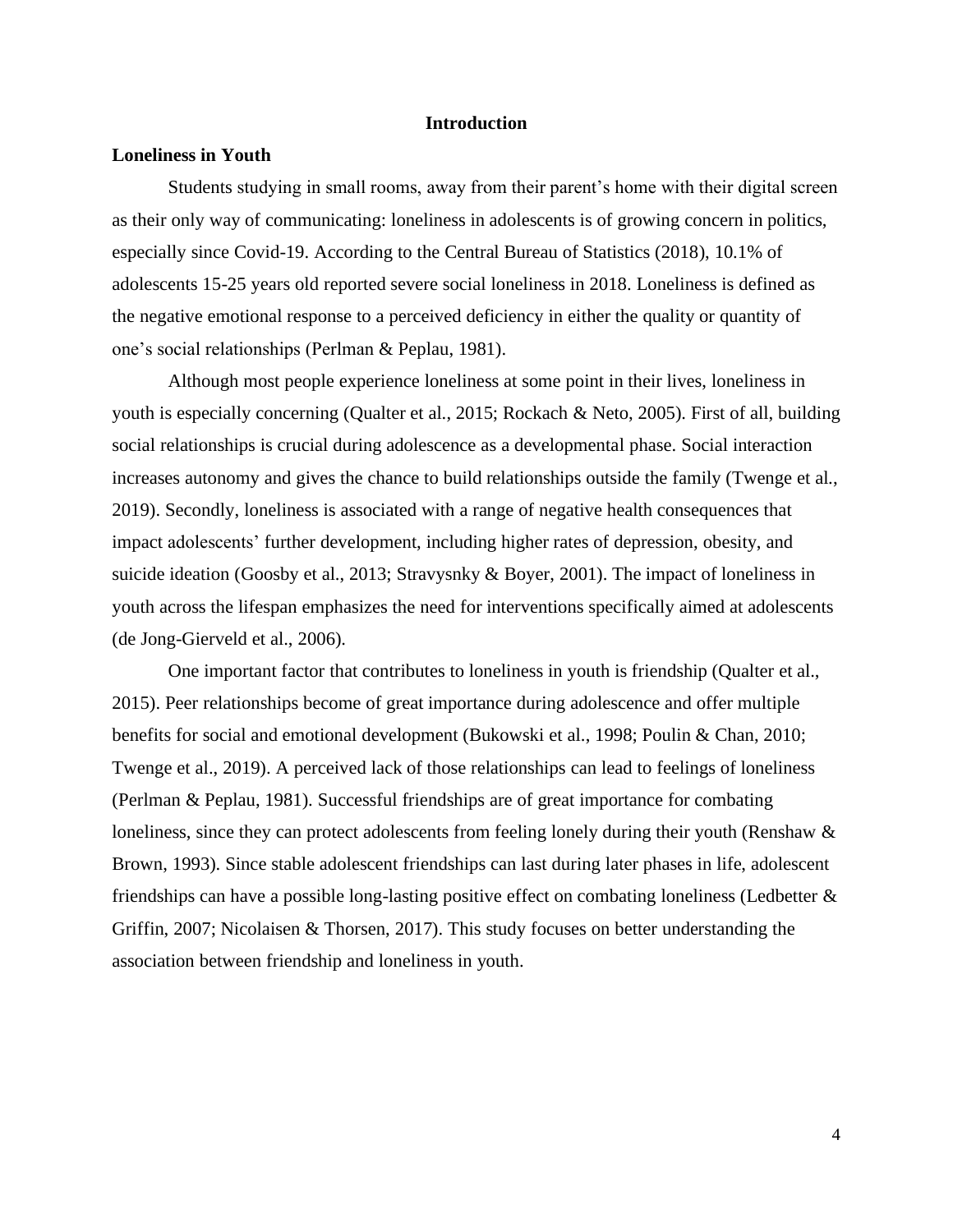# Introduction

## Loneliness in Youth

Students studying in small rooms, away from their parent's home with their digital screen as their only way of communicating: loneliness in adolescents is of growing concern in politics, especially since Covid-19. According to the Central Bureau of Statistics (2018), 10.1% of adolescents 15-25 years old reported severe social loneliness in 2018. Loneliness is defined as the negative emotional response to a perceived deficiency in either the quality or quantity of one's social relationships (Perlman & Peplau, 1981).

Although most people experience loneliness at some point in their lives, loneliness in youth is especially concerning (Qualter et al., 2015; Rockach & Neto, 2005). First of all, building social relationships is crucial during adolescence as a developmental phase. Social interaction increases autonomy and gives the chance to build relationships outside the family (Twenge et al., 2019). Secondly, loneliness is associated with a range of negative health consequences that impact adolescents' further development, including higher rates of depression, obesity, and suicide ideation (Goosby et al., 2013; Stravysnky & Boyer, 2001). The impact of loneliness in youth across the lifespan emphasizes the need for interventions specifically aimed at adolescents (de Jong-Gierveld et al., 2006).

One important factor that contributes to loneliness in youth is friendship (Qualter et al., 2015). Peer relationships become of great importance during adolescence and offer multiple benefits for social and emotional development (Bukowski et al., 1998; Poulin & Chan, 2010; Twenge et al., 2019). A perceived lack of those relationships can lead to feelings of loneliness (Perlman & Peplau, 1981). Successful friendships are of great importance for combating loneliness, since they can protect adolescents from feeling lonely during their youth (Renshaw & Brown, 1993). Since stable adolescent friendships can last during later phases in life, adolescent friendships can have a possible long-lasting positive effect on combating loneliness (Ledbetter & Griffin, 2007; Nicolaisen & Thorsen, 2017). This study focuses on better understanding the association between friendship and loneliness in youth.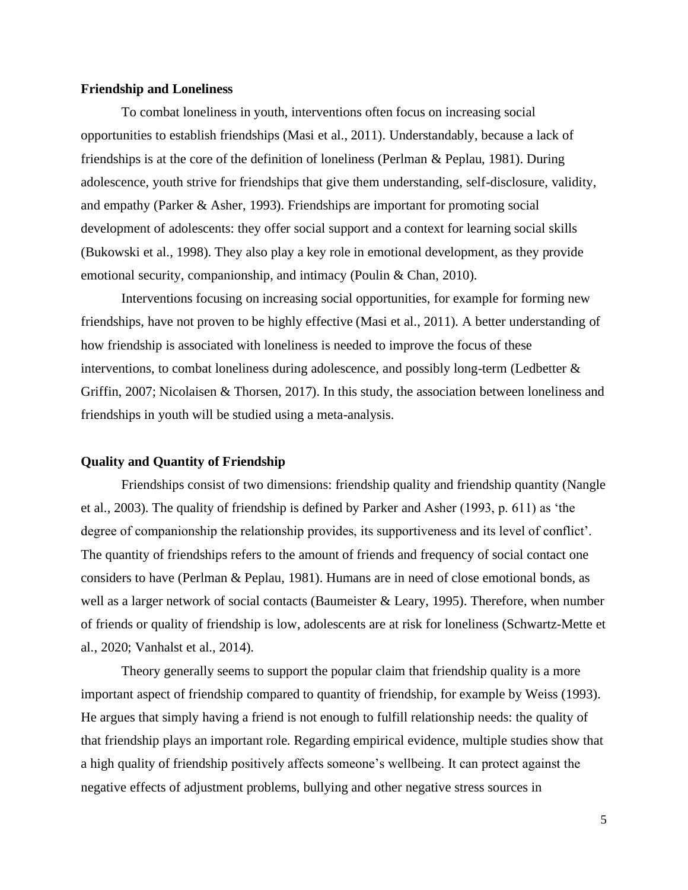## Friendship and Loneliness

To combat loneliness in youth, interventions often focus on increasing social opportunities to establish friendships (Masi et al., 2011). Understandably, because a lack of friendships is at the core of the definition of loneliness (Perlman & Peplau, 1981). During adolescence, youth strive for friendships that give them understanding, self-disclosure, validity, and empathy (Parker & Asher, 1993). Friendships are important for promoting social development of adolescents: they offer social support and a context for learning social skills (Bukowski et al., 1998). They also play a key role in emotional development, as they provide emotional security, companionship, and intimacy (Poulin & Chan, 2010).

Interventions focusing on increasing social opportunities, for example for forming new friendships, have not proven to be highly effective (Masi et al., 2011). A better understanding of how friendship is associated with loneliness is needed to improve the focus of these interventions, to combat loneliness during adolescence, and possibly long-term (Ledbetter & Griffin, 2007; Nicolaisen & Thorsen, 2017). In this study, the association between loneliness and friendships in youth will be studied using a meta-analysis.

## Quality and Quantity of Friendship

Friendships consist of two dimensions: friendship quality and friendship quantity (Nangle et al., 2003). The quality of friendship is defined by Parker and Asher (1993, p. 611) as 'the degree of companionship the relationship provides, its supportiveness and its level of conflict'. The quantity of friendships refers to the amount of friends and frequency of social contact one considers to have (Perlman & Peplau, 1981). Humans are in need of close emotional bonds, as well as a larger network of social contacts (Baumeister & Leary, 1995). Therefore, when number of friends or quality of friendship is low, adolescents are at risk for loneliness (Schwartz-Mette et al., 2020; Vanhalst et al., 2014).

Theory generally seems to support the popular claim that friendship quality is a more important aspect of friendship compared to quantity of friendship, for example by Weiss (1993). He argues that simply having a friend is not enough to fulfill relationship needs: the quality of that friendship plays an important role. Regarding empirical evidence, multiple studies show that a high quality of friendship positively affects someone's wellbeing. It can protect against the negative effects of adjustment problems, bullying and other negative stress sources in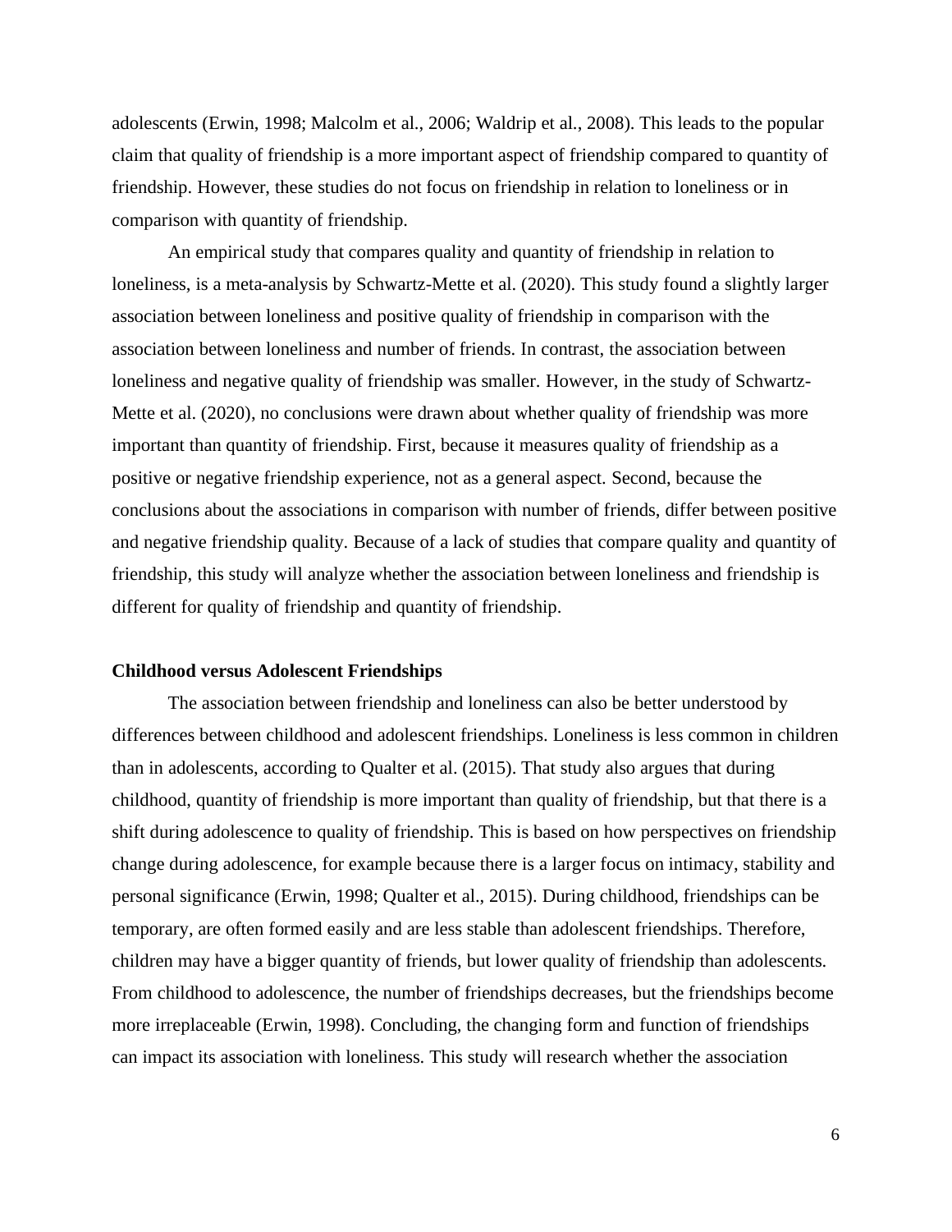adolescents (Erwin, 1998; Malcolm et al., 2006; Waldrip et al., 2008). This leads to the popular claim that quality of friendship is a more important aspect of friendship compared to quantity of friendship. However, these studies do not focus on friendship in relation to loneliness or in comparison with quantity of friendship.

An empirical study that compares quality and quantity of friendship in relation to loneliness, is a meta-analysis by Schwartz-Mette et al. (2020). This study found a slightly larger association between loneliness and positive quality of friendship in comparison with the association between loneliness and number of friends. In contrast, the association between loneliness and negative quality of friendship was smaller. However, in the study of Schwartz-Mette et al. (2020), no conclusions were drawn about whether quality of friendship was more important than quantity of friendship. First, because it measures quality of friendship as a positive or negative friendship experience, not as a general aspect. Second, because the conclusions about the associations in comparison with number of friends, differ between positive and negative friendship quality. Because of a lack of studies that compare quality and quantity of friendship, this study will analyze whether the association between loneliness and friendship is different for quality of friendship and quantity of friendship.

### Childhood versus Adolescent Friendships

The association between friendship and loneliness can also be better understood by differences between childhood and adolescent friendships. Loneliness is less common in children than in adolescents, according to Qualter et al. (2015). That study also argues that during childhood, quantity of friendship is more important than quality of friendship, but that there is a shift during adolescence to quality of friendship. This is based on how perspectives on friendship change during adolescence, for example because there is a larger focus on intimacy, stability and personal significance (Erwin, 1998; Qualter et al., 2015). During childhood, friendships can be temporary, are often formed easily and are less stable than adolescent friendships. Therefore, children may have a bigger quantity of friends, but lower quality of friendship than adolescents. From childhood to adolescence, the number of friendships decreases, but the friendships become more irreplaceable (Erwin, 1998). Concluding, the changing form and function of friendships can impact its association with loneliness. This study will research whether the association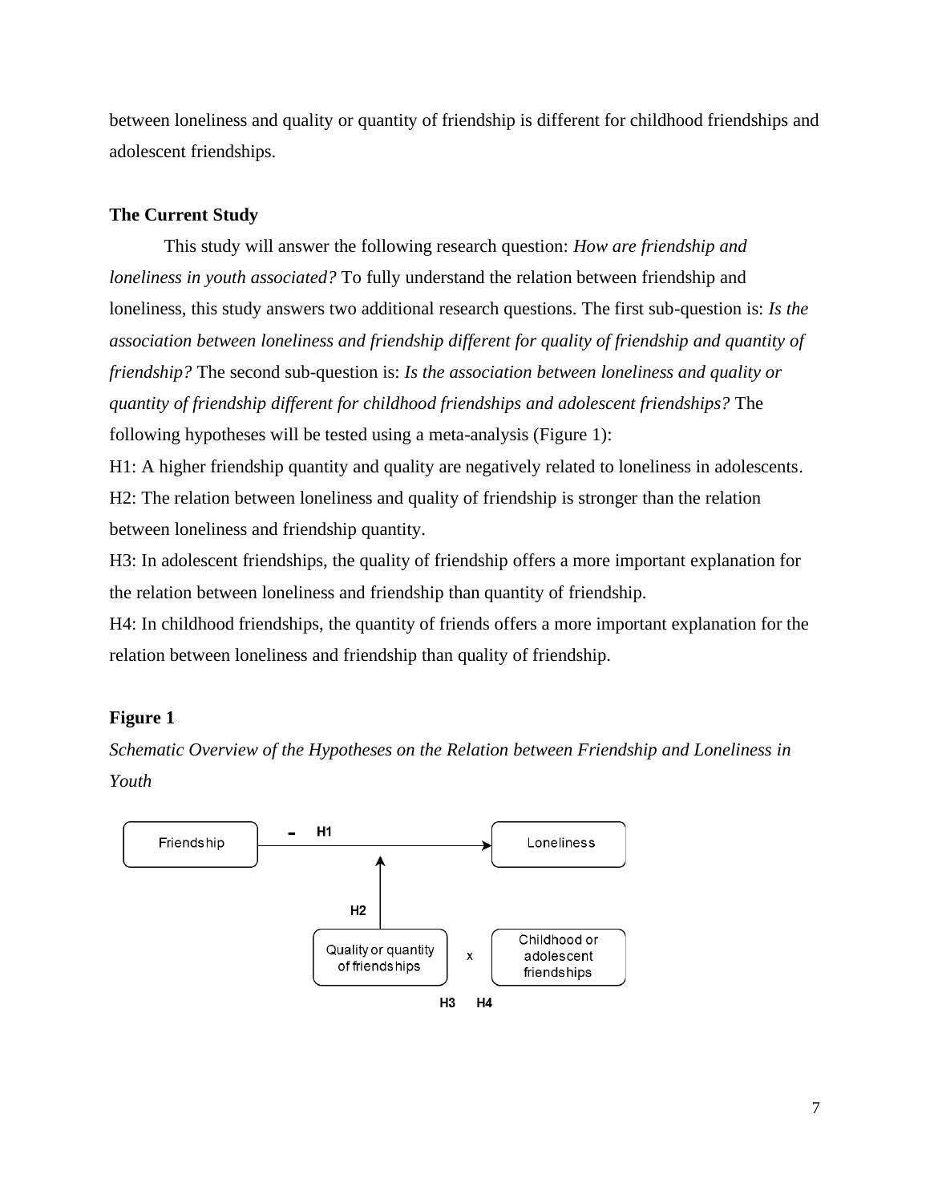between loneliness and quality or quantity of friendship is different for childhood friendships and adolescent friendships.

## The Current Study

This study will answer the following research question: *How are friendship and loneliness in youth associated?* To fully understand the relation between friendship and loneliness, this study answers two additional research questions. The first sub-question is: *Is the association between loneliness and friendship different for quality of friendship and quantity of friendship?* The second sub-question is: *Is the association between loneliness and quality or quantity of friendship different for childhood friendships and adolescent friendships?* The following hypotheses will be tested using a meta-analysis (Figure 1):

H1: A higher friendship quantity and quality are negatively related to loneliness in adolescents.

H2: The relation between loneliness and quality of friendship is stronger than the relation between loneliness and friendship quantity.

H3: In adolescent friendships, the quality of friendship offers a more important explanation for the relation between loneliness and friendship than quantity of friendship.

H4: In childhood friendships, the quantity of friends offers a more important explanation for the relation between loneliness and friendship than quality of friendship.

**Figure 1**

*Schematic Overview of the Hypotheses on the Relation between Friendship and Loneliness in Youth*

Friendship — H1 (-) → Loneliness

H2: Quality or quantity of friendships × Childhood or adolescent friendships

H3 H4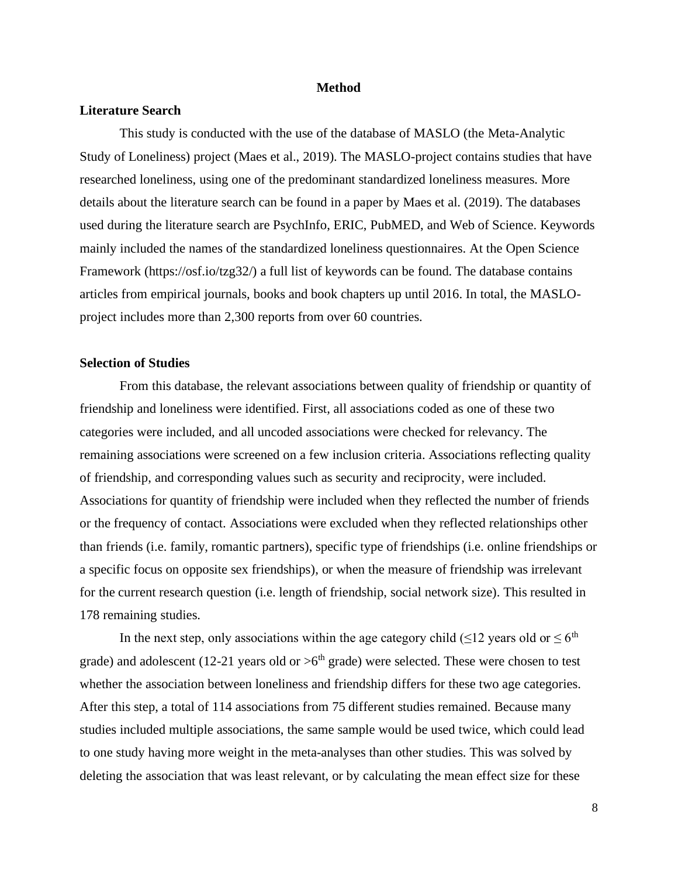# Method

## Literature Search

This study is conducted with the use of the database of MASLO (the Meta-Analytic Study of Loneliness) project (Maes et al., 2019). The MASLO-project contains studies that have researched loneliness, using one of the predominant standardized loneliness measures. More details about the literature search can be found in a paper by Maes et al. (2019). The databases used during the literature search are PsychInfo, ERIC, PubMED, and Web of Science. Keywords mainly included the names of the standardized loneliness questionnaires. At the Open Science Framework (https://osf.io/tzg32/) a full list of keywords can be found. The database contains articles from empirical journals, books and book chapters up until 2016. In total, the MASLO-project includes more than 2,300 reports from over 60 countries.

## Selection of Studies

From this database, the relevant associations between quality of friendship or quantity of friendship and loneliness were identified. First, all associations coded as one of these two categories were included, and all uncoded associations were checked for relevancy. The remaining associations were screened on a few inclusion criteria. Associations reflecting quality of friendship, and corresponding values such as security and reciprocity, were included. Associations for quantity of friendship were included when they reflected the number of friends or the frequency of contact. Associations were excluded when they reflected relationships other than friends (i.e. family, romantic partners), specific type of friendships (i.e. online friendships or a specific focus on opposite sex friendships), or when the measure of friendship was irrelevant for the current research question (i.e. length of friendship, social network size). This resulted in 178 remaining studies.

In the next step, only associations within the age category child (≤12 years old or ≤ 6$^{th}$ grade) and adolescent (12-21 years old or >6$^{th}$ grade) were selected. These were chosen to test whether the association between loneliness and friendship differs for these two age categories. After this step, a total of 114 associations from 75 different studies remained. Because many studies included multiple associations, the same sample would be used twice, which could lead to one study having more weight in the meta-analyses than other studies. This was solved by deleting the association that was least relevant, or by calculating the mean effect size for these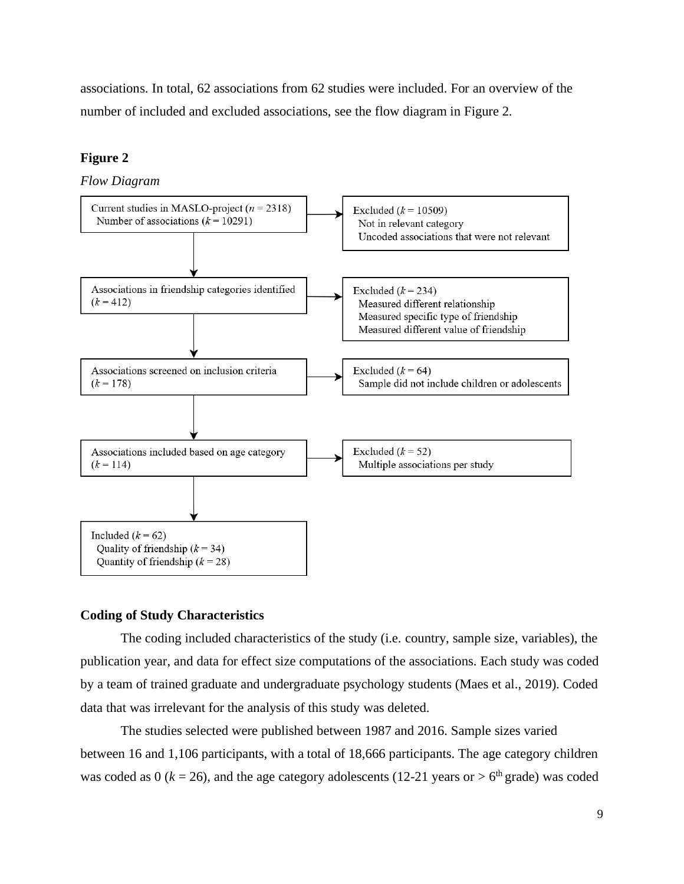associations. In total, 62 associations from 62 studies were included. For an overview of the number of included and excluded associations, see the flow diagram in Figure 2.

**Figure 2**

*Flow Diagram*

Current studies in MASLO-project ($n$ = 2318)
Number of associations ($k$ = 10291)

→ Excluded ($k$ = 10509)
Not in relevant category
Uncoded associations that were not relevant

Associations in friendship categories identified ($k$ = 412)

→ Excluded ($k$ = 234)
Measured different relationship
Measured specific type of friendship
Measured different value of friendship

Associations screened on inclusion criteria ($k$ = 178)

→ Excluded ($k$ = 64)
Sample did not include children or adolescents

Associations included based on age category ($k$ = 114)

→ Excluded ($k$ = 52)
Multiple associations per study

Included ($k$ = 62)
Quality of friendship ($k$ = 34)
Quantity of friendship ($k$ = 28)

## Coding of Study Characteristics

The coding included characteristics of the study (i.e. country, sample size, variables), the publication year, and data for effect size computations of the associations. Each study was coded by a team of trained graduate and undergraduate psychology students (Maes et al., 2019). Coded data that was irrelevant for the analysis of this study was deleted.

The studies selected were published between 1987 and 2016. Sample sizes varied between 16 and 1,106 participants, with a total of 18,666 participants. The age category children was coded as 0 ($k$ = 26), and the age category adolescents (12-21 years or > 6[th] grade) was coded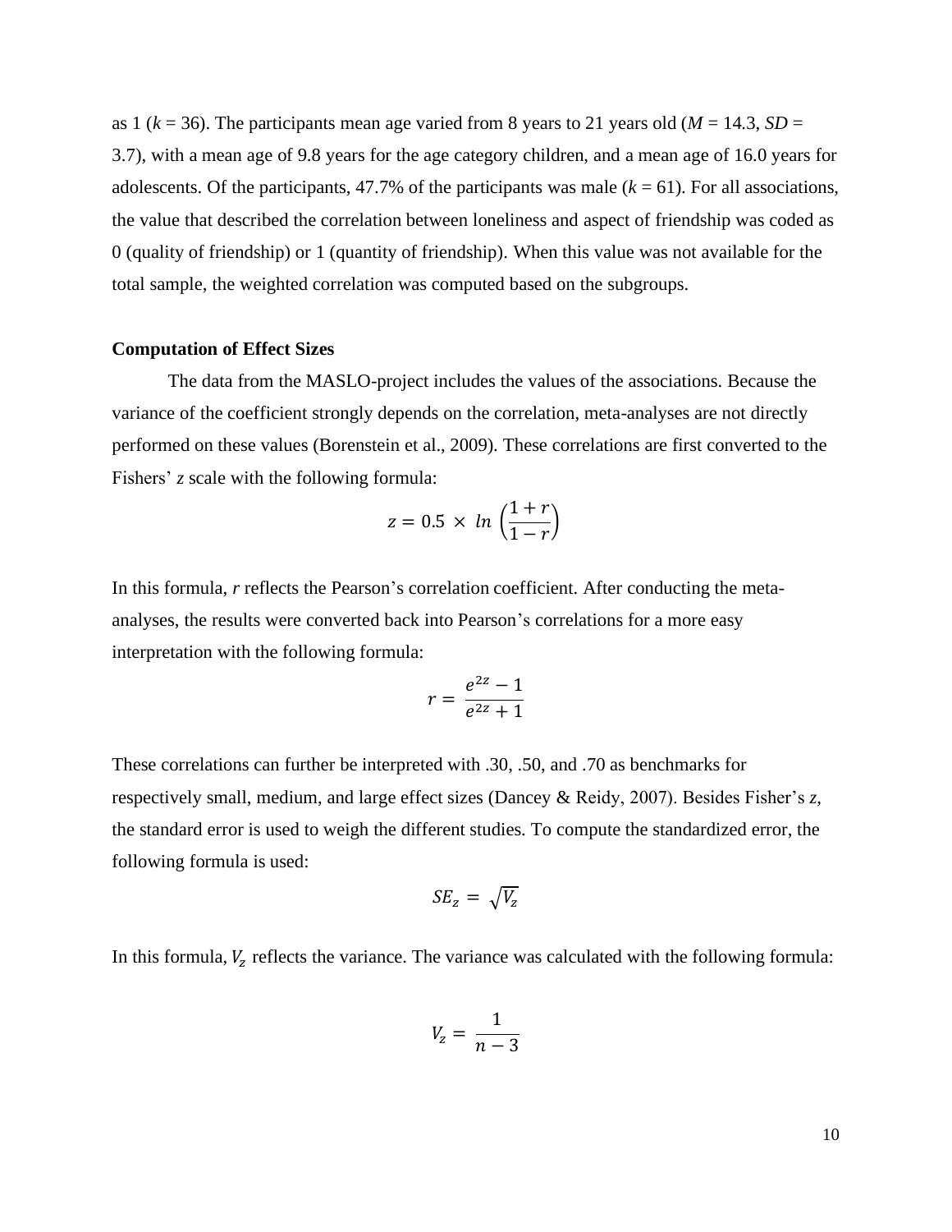as 1 ($k$ = 36). The participants mean age varied from 8 years to 21 years old ($M$ = 14.3, $SD$ = 3.7), with a mean age of 9.8 years for the age category children, and a mean age of 16.0 years for adolescents. Of the participants, 47.7% of the participants was male ($k$ = 61). For all associations, the value that described the correlation between loneliness and aspect of friendship was coded as 0 (quality of friendship) or 1 (quantity of friendship). When this value was not available for the total sample, the weighted correlation was computed based on the subgroups.

### Computation of Effect Sizes

The data from the MASLO-project includes the values of the associations. Because the variance of the coefficient strongly depends on the correlation, meta-analyses are not directly performed on these values (Borenstein et al., 2009). These correlations are first converted to the Fishers' $z$ scale with the following formula:

$$z = 0.5 \times ln\left(\frac{1+r}{1-r}\right)$$

In this formula, $r$ reflects the Pearson's correlation coefficient. After conducting the meta-analyses, the results were converted back into Pearson's correlations for a more easy interpretation with the following formula:

$$r = \frac{e^{2z} - 1}{e^{2z} + 1}$$

These correlations can further be interpreted with .30, .50, and .70 as benchmarks for respectively small, medium, and large effect sizes (Dancey & Reidy, 2007). Besides Fisher's $z$, the standard error is used to weigh the different studies. To compute the standardized error, the following formula is used:

$$SE_z = \sqrt{V_z}$$

In this formula, $V_z$ reflects the variance. The variance was calculated with the following formula:

$$V_z = \frac{1}{n-3}$$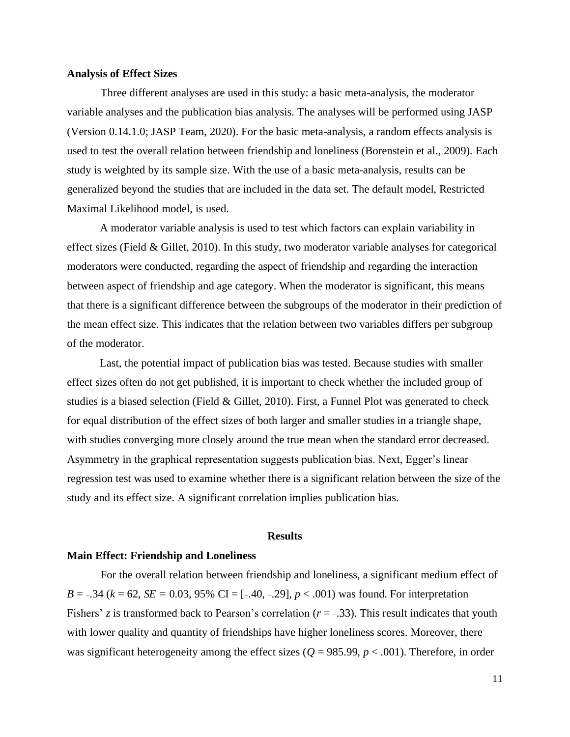### Analysis of Effect Sizes

Three different analyses are used in this study: a basic meta-analysis, the moderator variable analyses and the publication bias analysis. The analyses will be performed using JASP (Version 0.14.1.0; JASP Team, 2020). For the basic meta-analysis, a random effects analysis is used to test the overall relation between friendship and loneliness (Borenstein et al., 2009). Each study is weighted by its sample size. With the use of a basic meta-analysis, results can be generalized beyond the studies that are included in the data set. The default model, Restricted Maximal Likelihood model, is used.

A moderator variable analysis is used to test which factors can explain variability in effect sizes (Field & Gillet, 2010). In this study, two moderator variable analyses for categorical moderators were conducted, regarding the aspect of friendship and regarding the interaction between aspect of friendship and age category. When the moderator is significant, this means that there is a significant difference between the subgroups of the moderator in their prediction of the mean effect size. This indicates that the relation between two variables differs per subgroup of the moderator.

Last, the potential impact of publication bias was tested. Because studies with smaller effect sizes often do not get published, it is important to check whether the included group of studies is a biased selection (Field & Gillet, 2010). First, a Funnel Plot was generated to check for equal distribution of the effect sizes of both larger and smaller studies in a triangle shape, with studies converging more closely around the true mean when the standard error decreased. Asymmetry in the graphical representation suggests publication bias. Next, Egger's linear regression test was used to examine whether there is a significant relation between the size of the study and its effect size. A significant correlation implies publication bias.

## Results

### Main Effect: Friendship and Loneliness

For the overall relation between friendship and loneliness, a significant medium effect of $B = -.34$ ($k = 62$, $SE = 0.03$, 95% CI = [$-.40$, $-.29$], $p < .001$) was found. For interpretation Fishers' $z$ is transformed back to Pearson's correlation ($r = -.33$). This result indicates that youth with lower quality and quantity of friendships have higher loneliness scores. Moreover, there was significant heterogeneity among the effect sizes ($Q = 985.99$, $p < .001$). Therefore, in order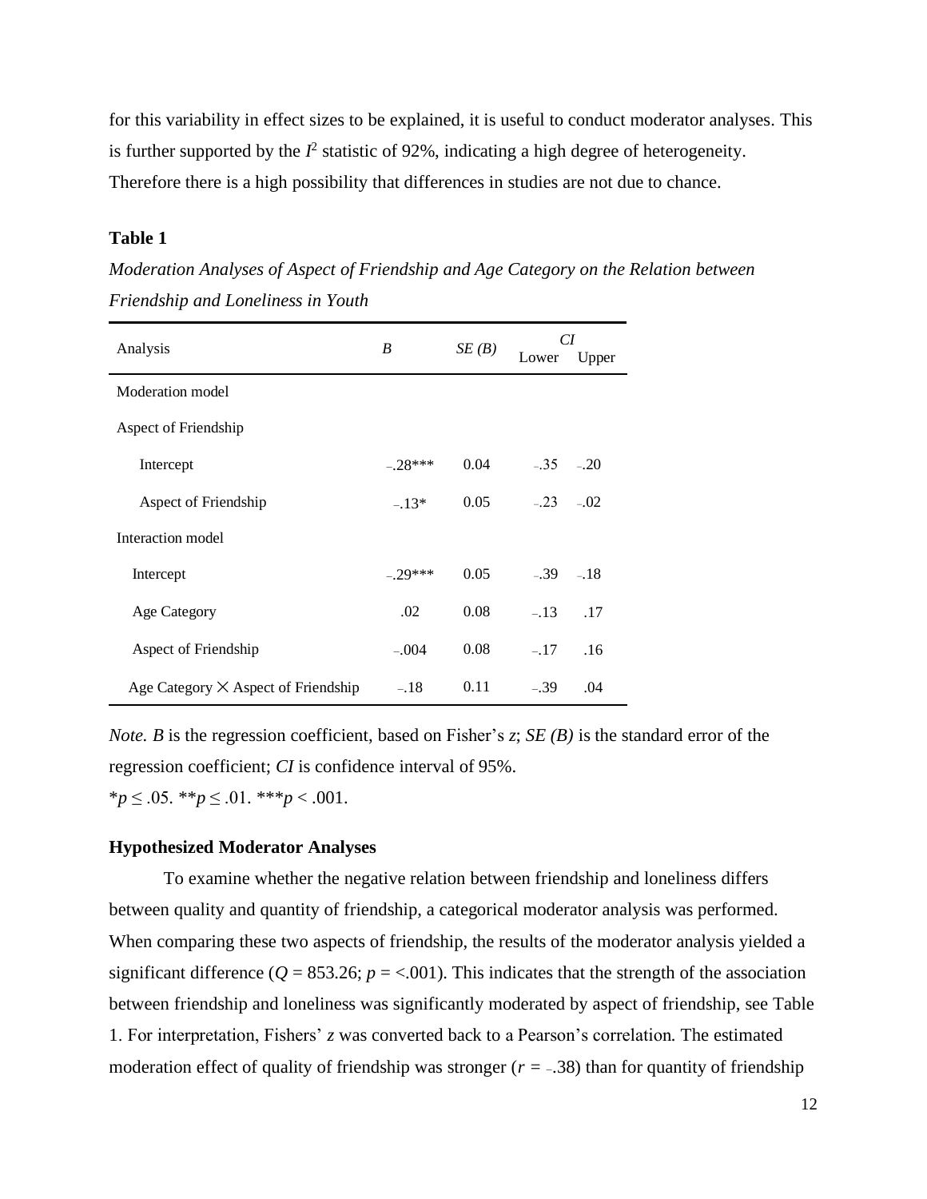for this variability in effect sizes to be explained, it is useful to conduct moderator analyses. This is further supported by the $I^2$ statistic of 92%, indicating a high degree of heterogeneity. Therefore there is a high possibility that differences in studies are not due to chance.

**Table 1**

*Moderation Analyses of Aspect of Friendship and Age Category on the Relation between Friendship and Loneliness in Youth*

| Analysis | *B* | *SE (B)* | *CI* Lower | Upper |
|---|---|---|---|---|
| Moderation model | | | | |
| Aspect of Friendship | | | | |
| Intercept | −.28*** | 0.04 | −.35 | −.20 |
| Aspect of Friendship | −.13* | 0.05 | −.23 | −.02 |
| Interaction model | | | | |
| Intercept | −.29*** | 0.05 | −.39 | −.18 |
| Age Category | .02 | 0.08 | −.13 | .17 |
| Aspect of Friendship | −.004 | 0.08 | −.17 | .16 |
| Age Category × Aspect of Friendship | −.18 | 0.11 | −.39 | .04 |

*Note. B* is the regression coefficient, based on Fisher's *z*; *SE (B)* is the standard error of the regression coefficient; *CI* is confidence interval of 95%.
$^{*}p \leq .05$. $^{**}p \leq .01$. $^{***}p < .001$.

**Hypothesized Moderator Analyses**

To examine whether the negative relation between friendship and loneliness differs between quality and quantity of friendship, a categorical moderator analysis was performed. When comparing these two aspects of friendship, the results of the moderator analysis yielded a significant difference ($Q$ = 853.26; $p$ = <.001). This indicates that the strength of the association between friendship and loneliness was significantly moderated by aspect of friendship, see Table 1. For interpretation, Fishers' *z* was converted back to a Pearson's correlation. The estimated moderation effect of quality of friendship was stronger ($r$ = −.38) than for quantity of friendship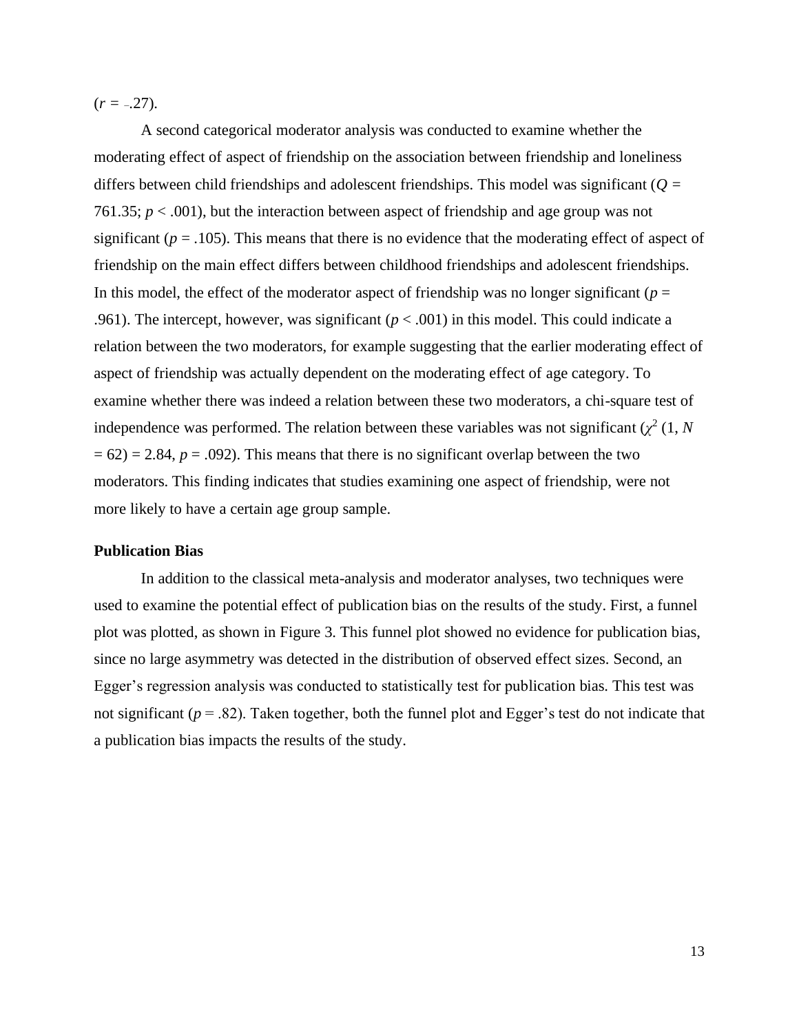($r$ = −.27).

A second categorical moderator analysis was conducted to examine whether the moderating effect of aspect of friendship on the association between friendship and loneliness differs between child friendships and adolescent friendships. This model was significant ($Q$ = 761.35; $p < .001$), but the interaction between aspect of friendship and age group was not significant ($p = .105$). This means that there is no evidence that the moderating effect of aspect of friendship on the main effect differs between childhood friendships and adolescent friendships. In this model, the effect of the moderator aspect of friendship was no longer significant ($p$ = .961). The intercept, however, was significant ($p < .001$) in this model. This could indicate a relation between the two moderators, for example suggesting that the earlier moderating effect of aspect of friendship was actually dependent on the moderating effect of age category. To examine whether there was indeed a relation between these two moderators, a chi-square test of independence was performed. The relation between these variables was not significant ($\chi^2$ (1, $N$ = 62) = 2.84, $p$ = .092). This means that there is no significant overlap between the two moderators. This finding indicates that studies examining one aspect of friendship, were not more likely to have a certain age group sample.

**Publication Bias**

In addition to the classical meta-analysis and moderator analyses, two techniques were used to examine the potential effect of publication bias on the results of the study. First, a funnel plot was plotted, as shown in Figure 3. This funnel plot showed no evidence for publication bias, since no large asymmetry was detected in the distribution of observed effect sizes. Second, an Egger's regression analysis was conducted to statistically test for publication bias. This test was not significant ($p$ = .82). Taken together, both the funnel plot and Egger's test do not indicate that a publication bias impacts the results of the study.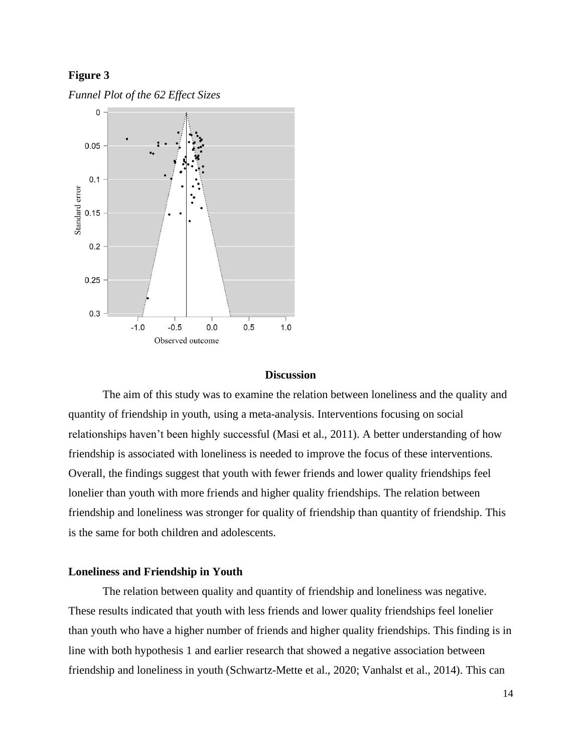**Figure 3**

*Funnel Plot of the 62 Effect Sizes*

**Discussion**

The aim of this study was to examine the relation between loneliness and the quality and quantity of friendship in youth, using a meta-analysis. Interventions focusing on social relationships haven't been highly successful (Masi et al., 2011). A better understanding of how friendship is associated with loneliness is needed to improve the focus of these interventions. Overall, the findings suggest that youth with fewer friends and lower quality friendships feel lonelier than youth with more friends and higher quality friendships. The relation between friendship and loneliness was stronger for quality of friendship than quantity of friendship. This is the same for both children and adolescents.

**Loneliness and Friendship in Youth**

The relation between quality and quantity of friendship and loneliness was negative. These results indicated that youth with less friends and lower quality friendships feel lonelier than youth who have a higher number of friends and higher quality friendships. This finding is in line with both hypothesis 1 and earlier research that showed a negative association between friendship and loneliness in youth (Schwartz-Mette et al., 2020; Vanhalst et al., 2014). This can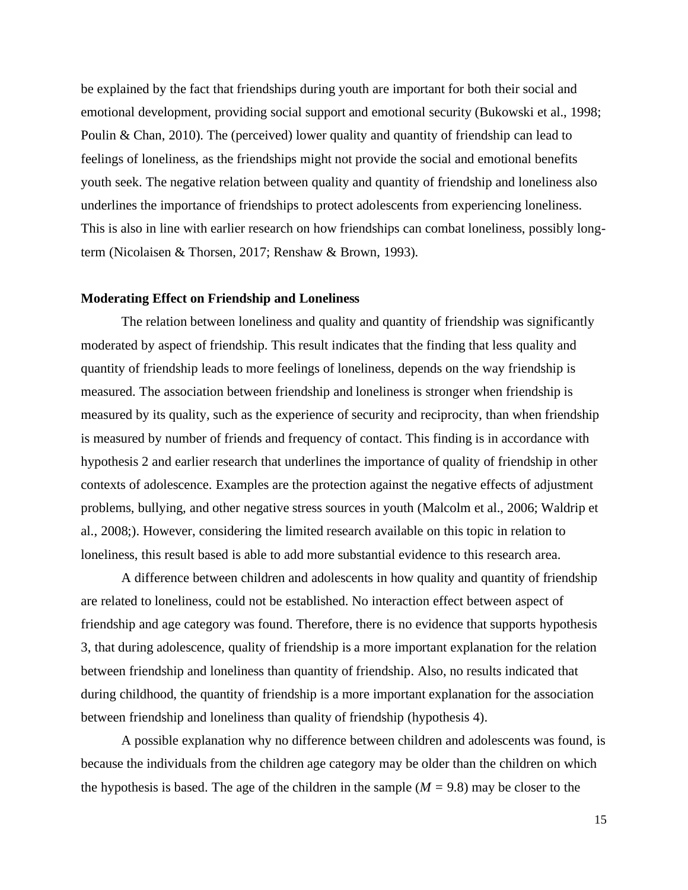be explained by the fact that friendships during youth are important for both their social and emotional development, providing social support and emotional security (Bukowski et al., 1998; Poulin & Chan, 2010). The (perceived) lower quality and quantity of friendship can lead to feelings of loneliness, as the friendships might not provide the social and emotional benefits youth seek. The negative relation between quality and quantity of friendship and loneliness also underlines the importance of friendships to protect adolescents from experiencing loneliness. This is also in line with earlier research on how friendships can combat loneliness, possibly long-term (Nicolaisen & Thorsen, 2017; Renshaw & Brown, 1993).

**Moderating Effect on Friendship and Loneliness**

The relation between loneliness and quality and quantity of friendship was significantly moderated by aspect of friendship. This result indicates that the finding that less quality and quantity of friendship leads to more feelings of loneliness, depends on the way friendship is measured. The association between friendship and loneliness is stronger when friendship is measured by its quality, such as the experience of security and reciprocity, than when friendship is measured by number of friends and frequency of contact. This finding is in accordance with hypothesis 2 and earlier research that underlines the importance of quality of friendship in other contexts of adolescence. Examples are the protection against the negative effects of adjustment problems, bullying, and other negative stress sources in youth (Malcolm et al., 2006; Waldrip et al., 2008;). However, considering the limited research available on this topic in relation to loneliness, this result based is able to add more substantial evidence to this research area.

A difference between children and adolescents in how quality and quantity of friendship are related to loneliness, could not be established. No interaction effect between aspect of friendship and age category was found. Therefore, there is no evidence that supports hypothesis 3, that during adolescence, quality of friendship is a more important explanation for the relation between friendship and loneliness than quantity of friendship. Also, no results indicated that during childhood, the quantity of friendship is a more important explanation for the association between friendship and loneliness than quality of friendship (hypothesis 4).

A possible explanation why no difference between children and adolescents was found, is because the individuals from the children age category may be older than the children on which the hypothesis is based. The age of the children in the sample ($M$ = 9.8) may be closer to the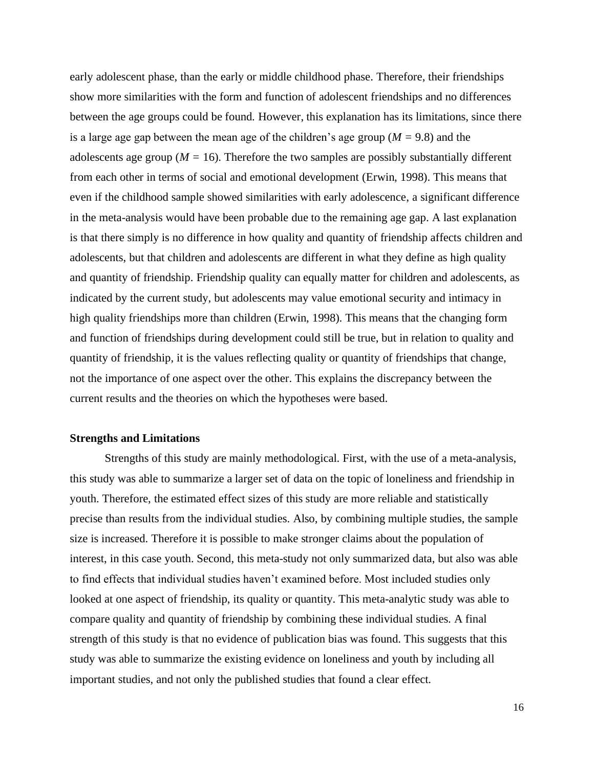early adolescent phase, than the early or middle childhood phase. Therefore, their friendships show more similarities with the form and function of adolescent friendships and no differences between the age groups could be found. However, this explanation has its limitations, since there is a large age gap between the mean age of the children's age group ($M$ = 9.8) and the adolescents age group ($M$ = 16). Therefore the two samples are possibly substantially different from each other in terms of social and emotional development (Erwin, 1998). This means that even if the childhood sample showed similarities with early adolescence, a significant difference in the meta-analysis would have been probable due to the remaining age gap. A last explanation is that there simply is no difference in how quality and quantity of friendship affects children and adolescents, but that children and adolescents are different in what they define as high quality and quantity of friendship. Friendship quality can equally matter for children and adolescents, as indicated by the current study, but adolescents may value emotional security and intimacy in high quality friendships more than children (Erwin, 1998). This means that the changing form and function of friendships during development could still be true, but in relation to quality and quantity of friendship, it is the values reflecting quality or quantity of friendships that change, not the importance of one aspect over the other. This explains the discrepancy between the current results and the theories on which the hypotheses were based.

**Strengths and Limitations**

Strengths of this study are mainly methodological. First, with the use of a meta-analysis, this study was able to summarize a larger set of data on the topic of loneliness and friendship in youth. Therefore, the estimated effect sizes of this study are more reliable and statistically precise than results from the individual studies. Also, by combining multiple studies, the sample size is increased. Therefore it is possible to make stronger claims about the population of interest, in this case youth. Second, this meta-study not only summarized data, but also was able to find effects that individual studies haven't examined before. Most included studies only looked at one aspect of friendship, its quality or quantity. This meta-analytic study was able to compare quality and quantity of friendship by combining these individual studies. A final strength of this study is that no evidence of publication bias was found. This suggests that this study was able to summarize the existing evidence on loneliness and youth by including all important studies, and not only the published studies that found a clear effect.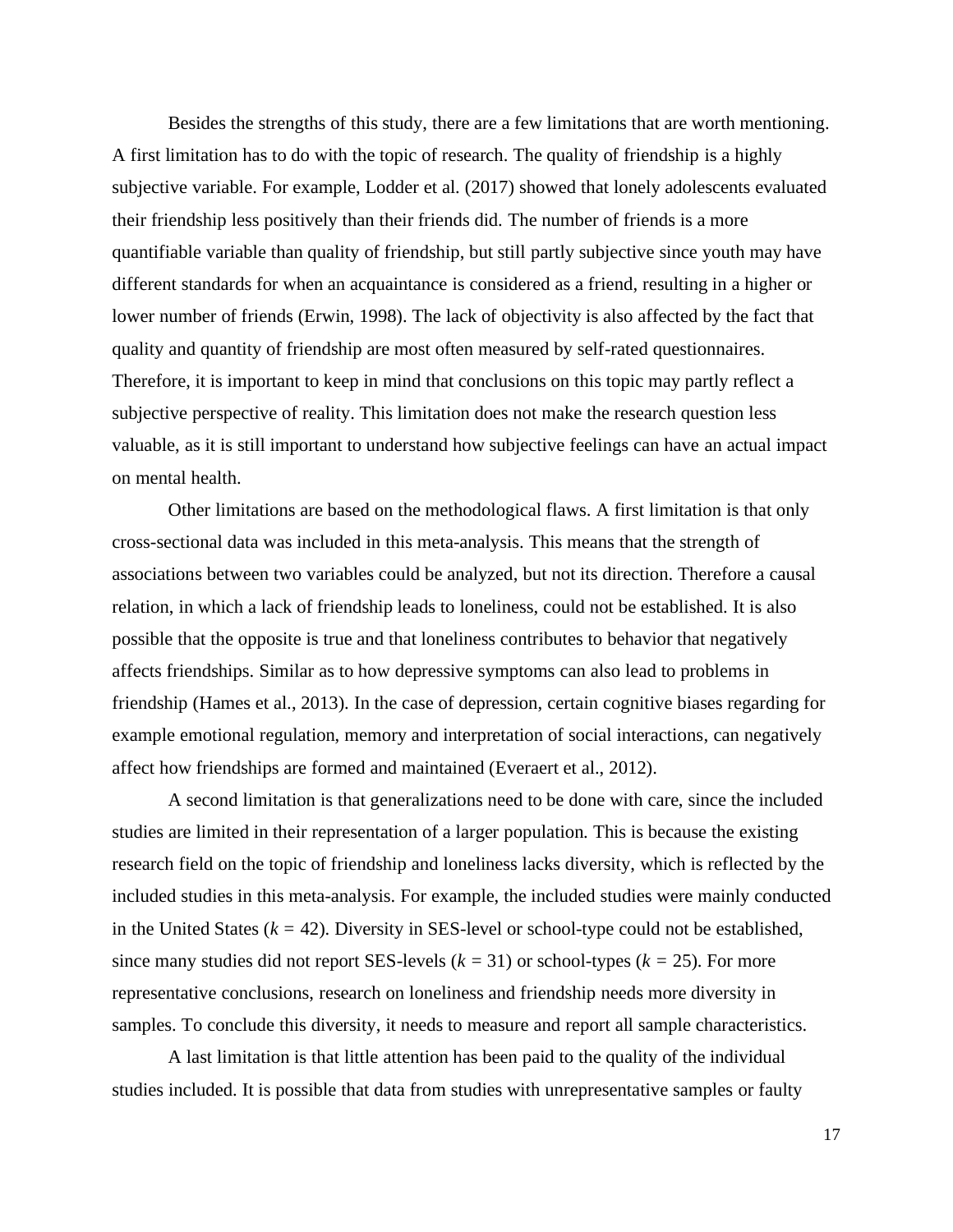Besides the strengths of this study, there are a few limitations that are worth mentioning. A first limitation has to do with the topic of research. The quality of friendship is a highly subjective variable. For example, Lodder et al. (2017) showed that lonely adolescents evaluated their friendship less positively than their friends did. The number of friends is a more quantifiable variable than quality of friendship, but still partly subjective since youth may have different standards for when an acquaintance is considered as a friend, resulting in a higher or lower number of friends (Erwin, 1998). The lack of objectivity is also affected by the fact that quality and quantity of friendship are most often measured by self-rated questionnaires. Therefore, it is important to keep in mind that conclusions on this topic may partly reflect a subjective perspective of reality. This limitation does not make the research question less valuable, as it is still important to understand how subjective feelings can have an actual impact on mental health.

Other limitations are based on the methodological flaws. A first limitation is that only cross-sectional data was included in this meta-analysis. This means that the strength of associations between two variables could be analyzed, but not its direction. Therefore a causal relation, in which a lack of friendship leads to loneliness, could not be established. It is also possible that the opposite is true and that loneliness contributes to behavior that negatively affects friendships. Similar as to how depressive symptoms can also lead to problems in friendship (Hames et al., 2013). In the case of depression, certain cognitive biases regarding for example emotional regulation, memory and interpretation of social interactions, can negatively affect how friendships are formed and maintained (Everaert et al., 2012).

A second limitation is that generalizations need to be done with care, since the included studies are limited in their representation of a larger population. This is because the existing research field on the topic of friendship and loneliness lacks diversity, which is reflected by the included studies in this meta-analysis. For example, the included studies were mainly conducted in the United States ($k$ = 42). Diversity in SES-level or school-type could not be established, since many studies did not report SES-levels ($k$ = 31) or school-types ($k$ = 25). For more representative conclusions, research on loneliness and friendship needs more diversity in samples. To conclude this diversity, it needs to measure and report all sample characteristics.

A last limitation is that little attention has been paid to the quality of the individual studies included. It is possible that data from studies with unrepresentative samples or faulty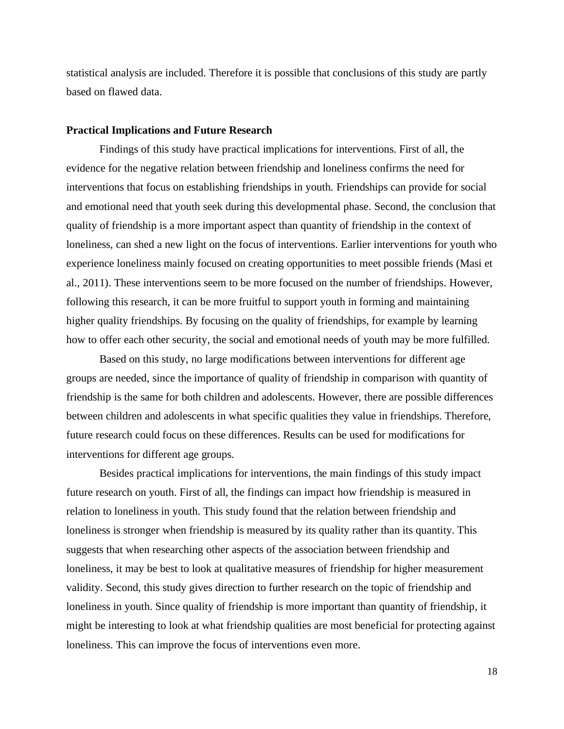statistical analysis are included. Therefore it is possible that conclusions of this study are partly based on flawed data.

**Practical Implications and Future Research**

Findings of this study have practical implications for interventions. First of all, the evidence for the negative relation between friendship and loneliness confirms the need for interventions that focus on establishing friendships in youth. Friendships can provide for social and emotional need that youth seek during this developmental phase. Second, the conclusion that quality of friendship is a more important aspect than quantity of friendship in the context of loneliness, can shed a new light on the focus of interventions. Earlier interventions for youth who experience loneliness mainly focused on creating opportunities to meet possible friends (Masi et al., 2011). These interventions seem to be more focused on the number of friendships. However, following this research, it can be more fruitful to support youth in forming and maintaining higher quality friendships. By focusing on the quality of friendships, for example by learning how to offer each other security, the social and emotional needs of youth may be more fulfilled.

Based on this study, no large modifications between interventions for different age groups are needed, since the importance of quality of friendship in comparison with quantity of friendship is the same for both children and adolescents. However, there are possible differences between children and adolescents in what specific qualities they value in friendships. Therefore, future research could focus on these differences. Results can be used for modifications for interventions for different age groups.

Besides practical implications for interventions, the main findings of this study impact future research on youth. First of all, the findings can impact how friendship is measured in relation to loneliness in youth. This study found that the relation between friendship and loneliness is stronger when friendship is measured by its quality rather than its quantity. This suggests that when researching other aspects of the association between friendship and loneliness, it may be best to look at qualitative measures of friendship for higher measurement validity. Second, this study gives direction to further research on the topic of friendship and loneliness in youth. Since quality of friendship is more important than quantity of friendship, it might be interesting to look at what friendship qualities are most beneficial for protecting against loneliness. This can improve the focus of interventions even more.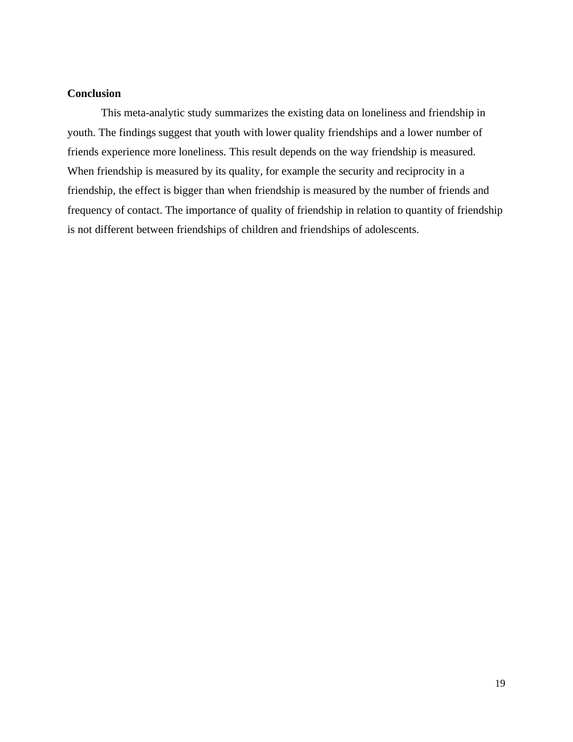**Conclusion**

This meta-analytic study summarizes the existing data on loneliness and friendship in youth. The findings suggest that youth with lower quality friendships and a lower number of friends experience more loneliness. This result depends on the way friendship is measured. When friendship is measured by its quality, for example the security and reciprocity in a friendship, the effect is bigger than when friendship is measured by the number of friends and frequency of contact. The importance of quality of friendship in relation to quantity of friendship is not different between friendships of children and friendships of adolescents.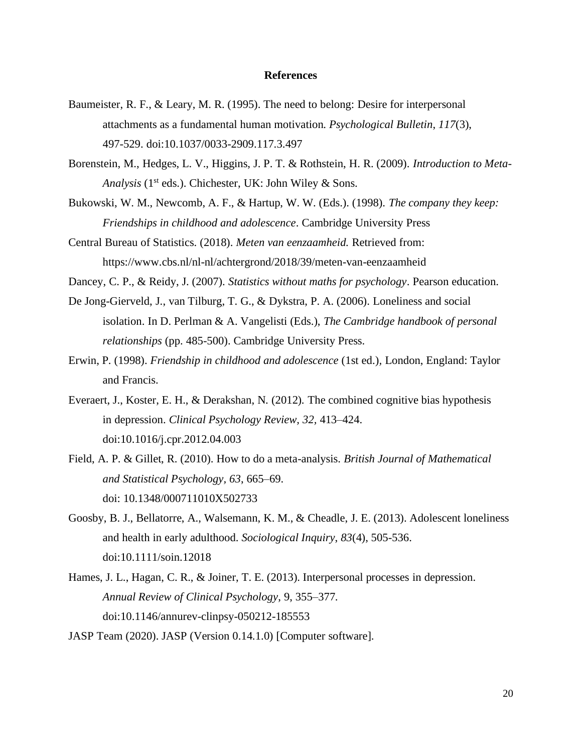# References

Baumeister, R. F., & Leary, M. R. (1995). The need to belong: Desire for interpersonal attachments as a fundamental human motivation. *Psychological Bulletin*, *117*(3), 497-529. doi:10.1037/0033-2909.117.3.497

Borenstein, M., Hedges, L. V., Higgins, J. P. T. & Rothstein, H. R. (2009). *Introduction to Meta-Analysis* (1st eds.). Chichester, UK: John Wiley & Sons.

Bukowski, W. M., Newcomb, A. F., & Hartup, W. W. (Eds.). (1998). *The company they keep: Friendships in childhood and adolescence*. Cambridge University Press

Central Bureau of Statistics. (2018). *Meten van eenzaamheid.* Retrieved from: https://www.cbs.nl/nl-nl/achtergrond/2018/39/meten-van-eenzaamheid

Dancey, C. P., & Reidy, J. (2007). *Statistics without maths for psychology*. Pearson education.

De Jong-Gierveld, J., van Tilburg, T. G., & Dykstra, P. A. (2006). Loneliness and social isolation. In D. Perlman & A. Vangelisti (Eds.), *The Cambridge handbook of personal relationships* (pp. 485-500). Cambridge University Press.

Erwin, P. (1998). *Friendship in childhood and adolescence* (1st ed.), London, England: Taylor and Francis.

Everaert, J., Koster, E. H., & Derakshan, N. (2012). The combined cognitive bias hypothesis in depression. *Clinical Psychology Review, 32,* 413–424. doi:10.1016/j.cpr.2012.04.003

Field, A. P. & Gillet, R. (2010). How to do a meta-analysis. *British Journal of Mathematical and Statistical Psychology, 63*, 665–69. doi: 10.1348/000711010X502733

Goosby, B. J., Bellatorre, A., Walsemann, K. M., & Cheadle, J. E. (2013). Adolescent loneliness and health in early adulthood. *Sociological Inquiry*, *83*(4), 505-536. doi:10.1111/soin.12018

Hames, J. L., Hagan, C. R., & Joiner, T. E. (2013). Interpersonal processes in depression. *Annual Review of Clinical Psychology*, 9, 355–377. doi:10.1146/annurev-clinpsy-050212-185553

JASP Team (2020). JASP (Version 0.14.1.0) [Computer software].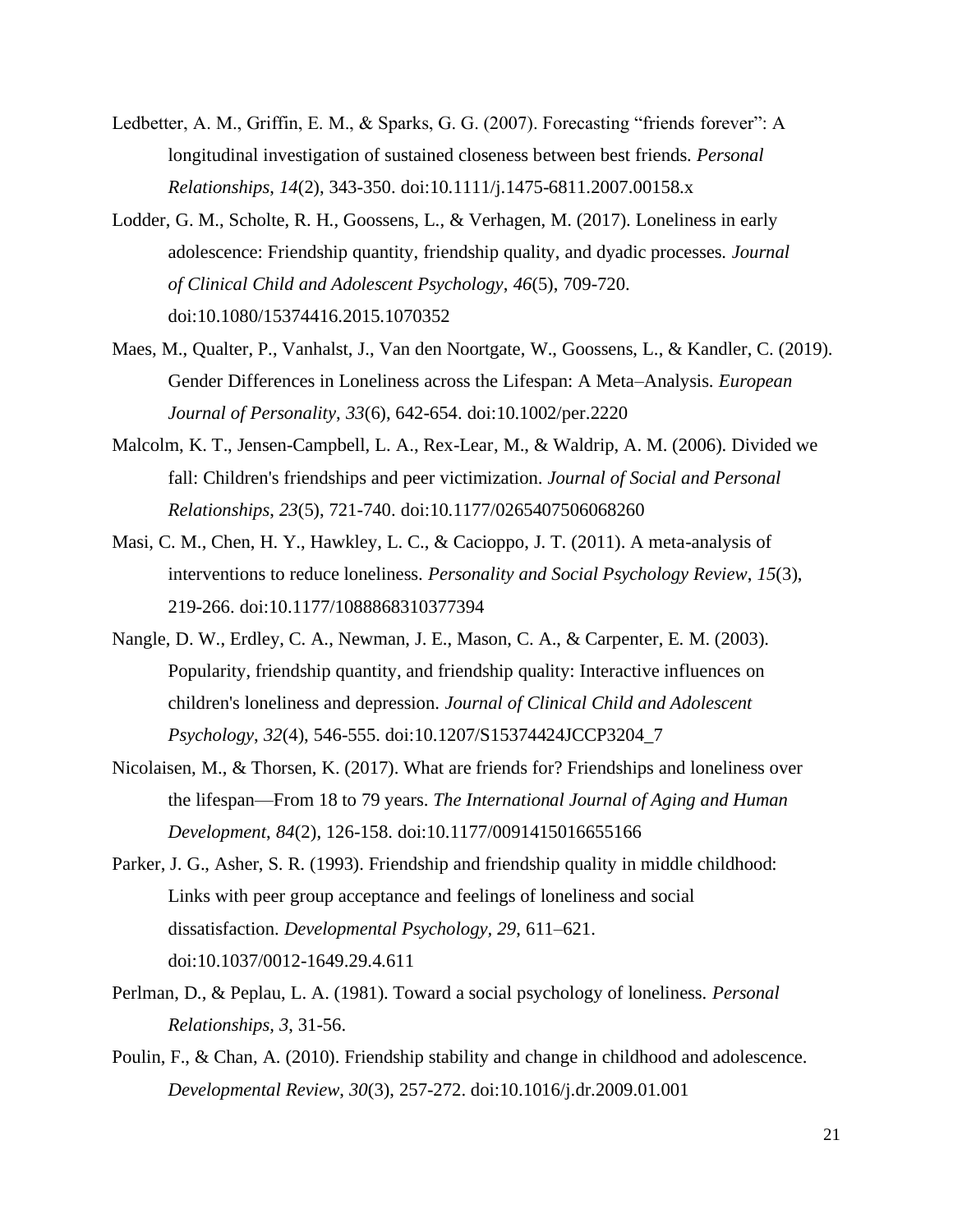Ledbetter, A. M., Griffin, E. M., & Sparks, G. G. (2007). Forecasting "friends forever": A longitudinal investigation of sustained closeness between best friends. *Personal Relationships*, *14*(2), 343-350. doi:10.1111/j.1475-6811.2007.00158.x

Lodder, G. M., Scholte, R. H., Goossens, L., & Verhagen, M. (2017). Loneliness in early adolescence: Friendship quantity, friendship quality, and dyadic processes. *Journal of Clinical Child and Adolescent Psychology*, *46*(5), 709-720. doi:10.1080/15374416.2015.1070352

Maes, M., Qualter, P., Vanhalst, J., Van den Noortgate, W., Goossens, L., & Kandler, C. (2019). Gender Differences in Loneliness across the Lifespan: A Meta–Analysis. *European Journal of Personality*, *33*(6), 642-654. doi:10.1002/per.2220

Malcolm, K. T., Jensen-Campbell, L. A., Rex-Lear, M., & Waldrip, A. M. (2006). Divided we fall: Children's friendships and peer victimization. *Journal of Social and Personal Relationships*, *23*(5), 721-740. doi:10.1177/0265407506068260

Masi, C. M., Chen, H. Y., Hawkley, L. C., & Cacioppo, J. T. (2011). A meta-analysis of interventions to reduce loneliness. *Personality and Social Psychology Review*, *15*(3), 219-266. doi:10.1177/1088868310377394

Nangle, D. W., Erdley, C. A., Newman, J. E., Mason, C. A., & Carpenter, E. M. (2003). Popularity, friendship quantity, and friendship quality: Interactive influences on children's loneliness and depression. *Journal of Clinical Child and Adolescent Psychology*, *32*(4), 546-555. doi:10.1207/S15374424JCCP3204_7

Nicolaisen, M., & Thorsen, K. (2017). What are friends for? Friendships and loneliness over the lifespan—From 18 to 79 years. *The International Journal of Aging and Human Development*, *84*(2), 126-158. doi:10.1177/0091415016655166

Parker, J. G., Asher, S. R. (1993). Friendship and friendship quality in middle childhood: Links with peer group acceptance and feelings of loneliness and social dissatisfaction. *Developmental Psychology, 29*, 611–621. doi:10.1037/0012-1649.29.4.611

Perlman, D., & Peplau, L. A. (1981). Toward a social psychology of loneliness. *Personal Relationships, 3*, 31-56.

Poulin, F., & Chan, A. (2010). Friendship stability and change in childhood and adolescence. *Developmental Review*, *30*(3), 257-272. doi:10.1016/j.dr.2009.01.001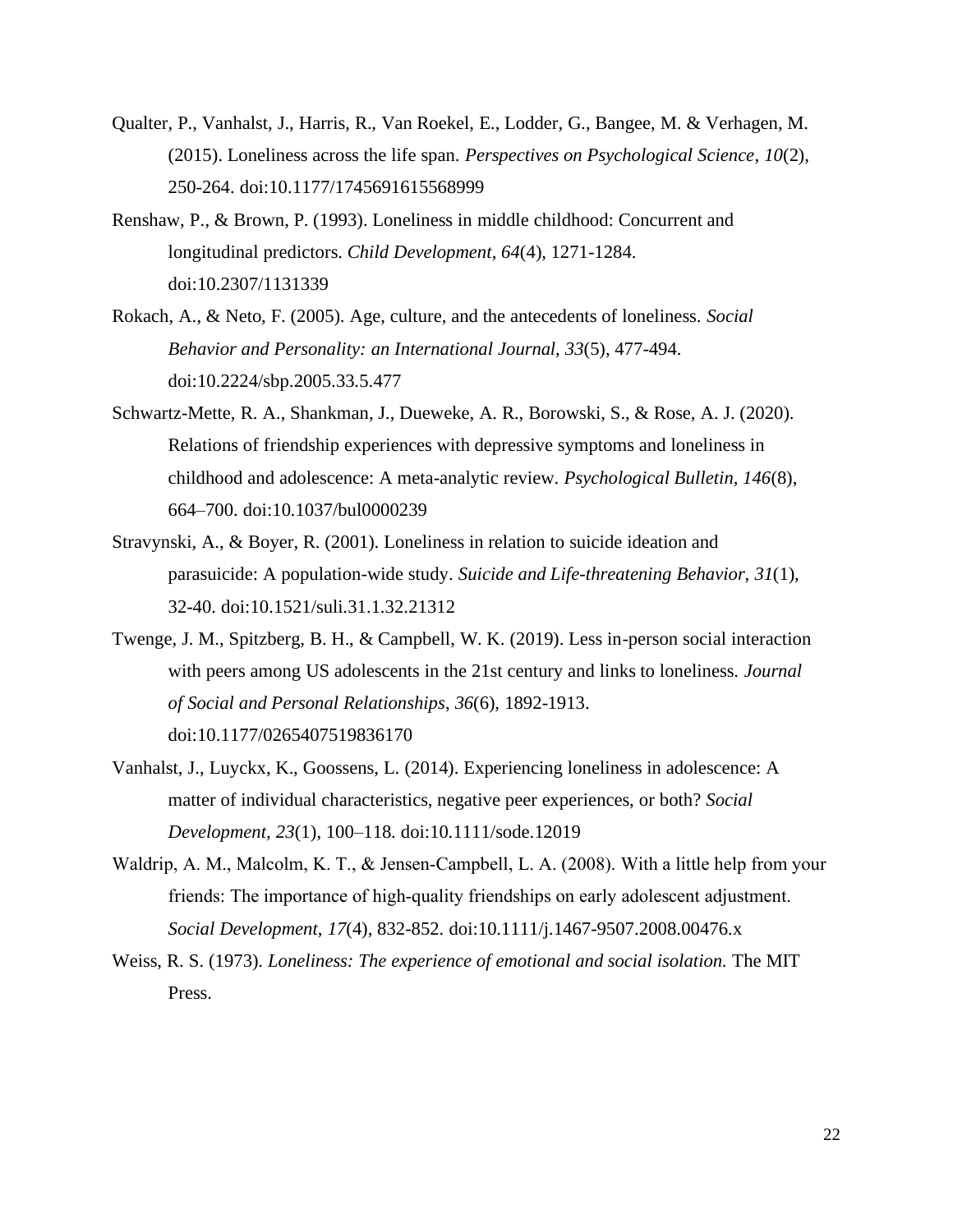Qualter, P., Vanhalst, J., Harris, R., Van Roekel, E., Lodder, G., Bangee, M. & Verhagen, M. (2015). Loneliness across the life span. *Perspectives on Psychological Science*, *10*(2), 250-264. doi:10.1177/1745691615568999

Renshaw, P., & Brown, P. (1993). Loneliness in middle childhood: Concurrent and longitudinal predictors. *Child Development, 64*(4), 1271-1284. doi:10.2307/1131339

Rokach, A., & Neto, F. (2005). Age, culture, and the antecedents of loneliness. *Social Behavior and Personality: an International Journal*, *33*(5), 477-494. doi:10.2224/sbp.2005.33.5.477

Schwartz-Mette, R. A., Shankman, J., Dueweke, A. R., Borowski, S., & Rose, A. J. (2020). Relations of friendship experiences with depressive symptoms and loneliness in childhood and adolescence: A meta-analytic review. *Psychological Bulletin, 146*(8), 664–700. doi:10.1037/bul0000239

Stravynski, A., & Boyer, R. (2001). Loneliness in relation to suicide ideation and parasuicide: A population-wide study. *Suicide and Life-threatening Behavior, 31*(1), 32-40. doi:10.1521/suli.31.1.32.21312

Twenge, J. M., Spitzberg, B. H., & Campbell, W. K. (2019). Less in-person social interaction with peers among US adolescents in the 21st century and links to loneliness. *Journal of Social and Personal Relationships*, *36*(6), 1892-1913. doi:10.1177/0265407519836170

Vanhalst, J., Luyckx, K., Goossens, L. (2014). Experiencing loneliness in adolescence: A matter of individual characteristics, negative peer experiences, or both? *Social Development, 23*(1), 100–118. doi:10.1111/sode.12019

Waldrip, A. M., Malcolm, K. T., & Jensen-Campbell, L. A. (2008). With a little help from your friends: The importance of high-quality friendships on early adolescent adjustment. *Social Development*, *17*(4), 832-852. doi:10.1111/j.1467-9507.2008.00476.x

Weiss, R. S. (1973). *Loneliness: The experience of emotional and social isolation.* The MIT Press.